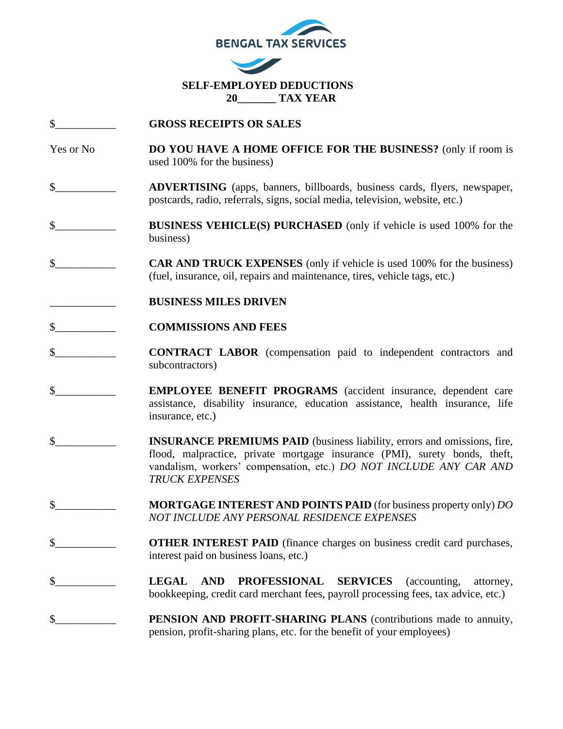BENGAL TAX SERVICES

# SELF-EMPLOYED DEDUCTIONS
## 20_______ TAX YEAR

$___________ **GROSS RECEIPTS OR SALES**

Yes or No **DO YOU HAVE A HOME OFFICE FOR THE BUSINESS?** (only if room is used 100% for the business)

$___________ **ADVERTISING** (apps, banners, billboards, business cards, flyers, newspaper, postcards, radio, referrals, signs, social media, television, website, etc.)

$___________ **BUSINESS VEHICLE(S) PURCHASED** (only if vehicle is used 100% for the business)

$___________ **CAR AND TRUCK EXPENSES** (only if vehicle is used 100% for the business) (fuel, insurance, oil, repairs and maintenance, tires, vehicle tags, etc.)

____________ **BUSINESS MILES DRIVEN**

$___________ **COMMISSIONS AND FEES**

$___________ **CONTRACT LABOR** (compensation paid to independent contractors and subcontractors)

$___________ **EMPLOYEE BENEFIT PROGRAMS** (accident insurance, dependent care assistance, disability insurance, education assistance, health insurance, life insurance, etc.)

$___________ **INSURANCE PREMIUMS PAID** (business liability, errors and omissions, fire, flood, malpractice, private mortgage insurance (PMI), surety bonds, theft, vandalism, workers' compensation, etc.) *DO NOT INCLUDE ANY CAR AND TRUCK EXPENSES*

$___________ **MORTGAGE INTEREST AND POINTS PAID** (for business property only) *DO NOT INCLUDE ANY PERSONAL RESIDENCE EXPENSES*

$___________ **OTHER INTEREST PAID** (finance charges on business credit card purchases, interest paid on business loans, etc.)

$___________ **LEGAL AND PROFESSIONAL SERVICES** (accounting, attorney, bookkeeping, credit card merchant fees, payroll processing fees, tax advice, etc.)

$___________ **PENSION AND PROFIT-SHARING PLANS** (contributions made to annuity, pension, profit-sharing plans, etc. for the benefit of your employees)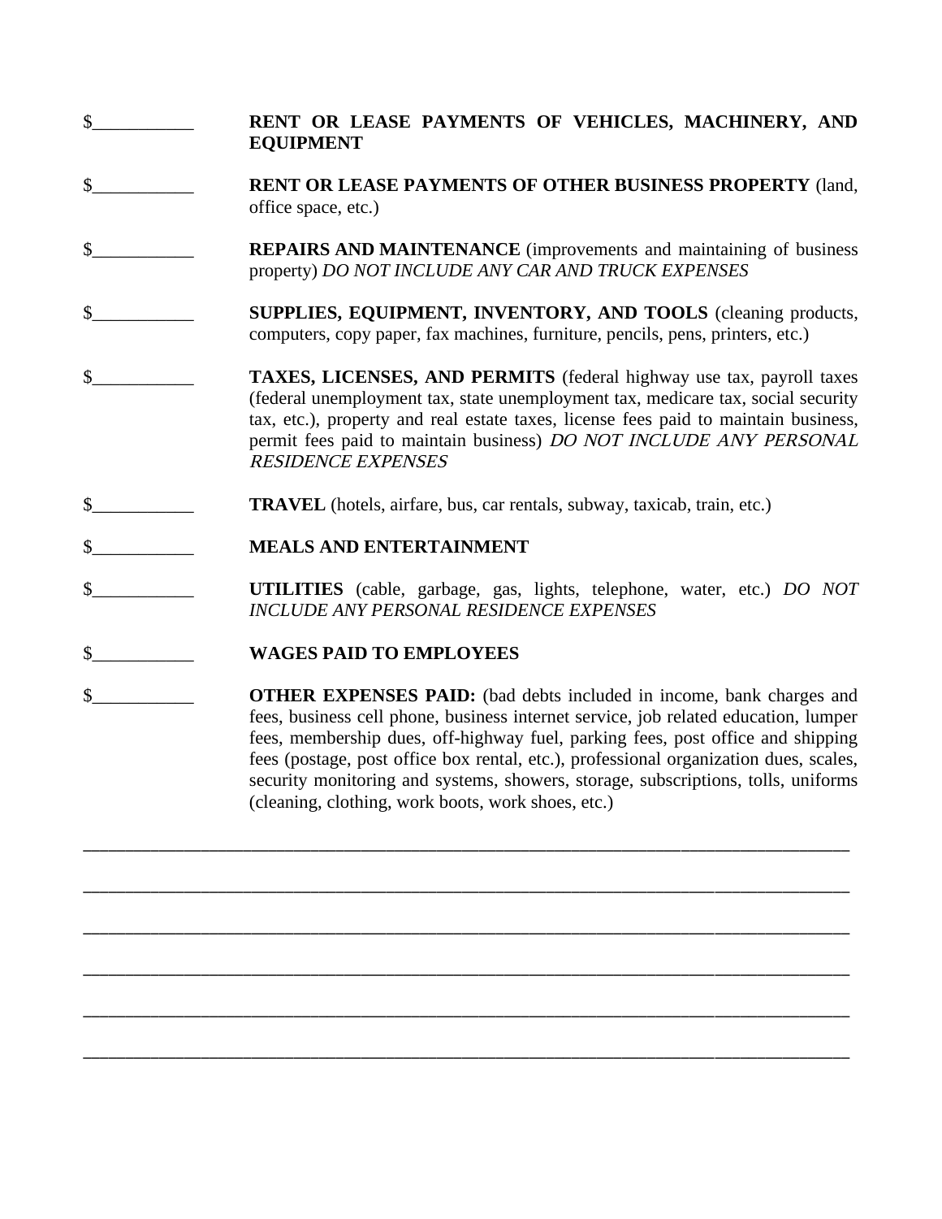$___________ **RENT OR LEASE PAYMENTS OF VEHICLES, MACHINERY, AND EQUIPMENT**

$___________ **RENT OR LEASE PAYMENTS OF OTHER BUSINESS PROPERTY** (land, office space, etc.)

$___________ **REPAIRS AND MAINTENANCE** (improvements and maintaining of business property) *DO NOT INCLUDE ANY CAR AND TRUCK EXPENSES*

$___________ **SUPPLIES, EQUIPMENT, INVENTORY, AND TOOLS** (cleaning products, computers, copy paper, fax machines, furniture, pencils, pens, printers, etc.)

$___________ **TAXES, LICENSES, AND PERMITS** (federal highway use tax, payroll taxes (federal unemployment tax, state unemployment tax, medicare tax, social security tax, etc.), property and real estate taxes, license fees paid to maintain business, permit fees paid to maintain business) *DO NOT INCLUDE ANY PERSONAL RESIDENCE EXPENSES*

$___________ **TRAVEL** (hotels, airfare, bus, car rentals, subway, taxicab, train, etc.)

$___________ **MEALS AND ENTERTAINMENT**

$___________ **UTILITIES** (cable, garbage, gas, lights, telephone, water, etc.) *DO NOT INCLUDE ANY PERSONAL RESIDENCE EXPENSES*

$___________ **WAGES PAID TO EMPLOYEES**

$___________ **OTHER EXPENSES PAID:** (bad debts included in income, bank charges and fees, business cell phone, business internet service, job related education, lumper fees, membership dues, off-highway fuel, parking fees, post office and shipping fees (postage, post office box rental, etc.), professional organization dues, scales, security monitoring and systems, showers, storage, subscriptions, tolls, uniforms (cleaning, clothing, work boots, work shoes, etc.)

________________________________________________________________________________

________________________________________________________________________________

________________________________________________________________________________

________________________________________________________________________________

________________________________________________________________________________

________________________________________________________________________________